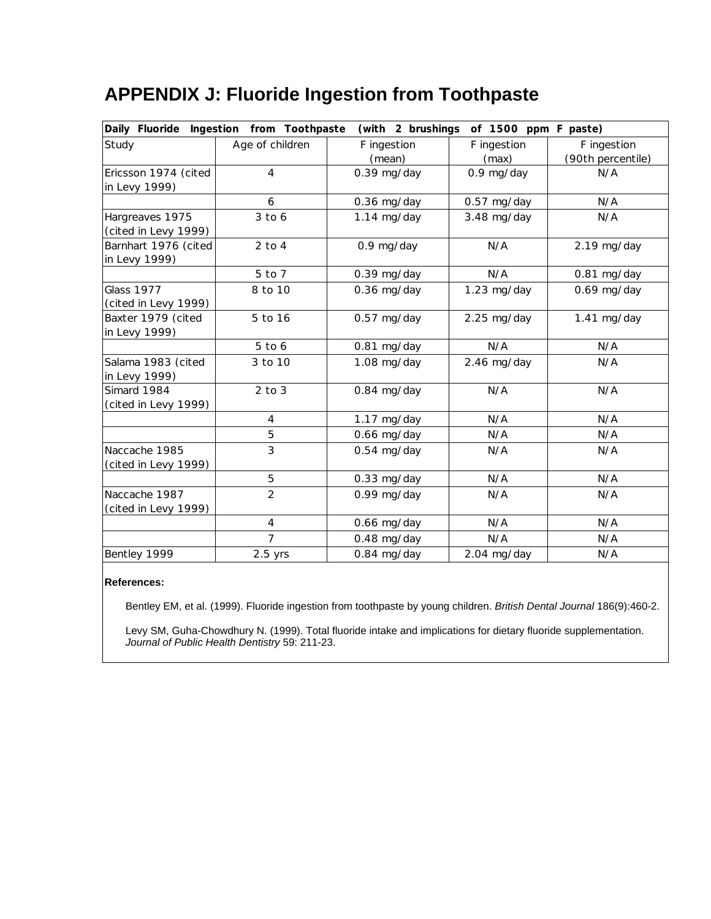# APPENDIX J: Fluoride Ingestion from Toothpaste

| Daily Fluoride Ingestion from Toothpaste (with 2 brushings of 1500 ppm F paste) | | | | |
|---|---|---|---|---|
| Study | Age of children | F ingestion (mean) | F ingestion (max) | F ingestion (90th percentile) |
| Ericsson 1974 (cited in Levy 1999) | 4 | 0.39 mg/day | 0.9 mg/day | N/A |
| | 6 | 0.36 mg/day | 0.57 mg/day | N/A |
| Hargreaves 1975 (cited in Levy 1999) | 3 to 6 | 1.14 mg/day | 3.48 mg/day | N/A |
| Barnhart 1976 (cited in Levy 1999) | 2 to 4 | 0.9 mg/day | N/A | 2.19 mg/day |
| | 5 to 7 | 0.39 mg/day | N/A | 0.81 mg/day |
| Glass 1977 (cited in Levy 1999) | 8 to 10 | 0.36 mg/day | 1.23 mg/day | 0.69 mg/day |
| Baxter 1979 (cited in Levy 1999) | 5 to 16 | 0.57 mg/day | 2.25 mg/day | 1.41 mg/day |
| | 5 to 6 | 0.81 mg/day | N/A | N/A |
| Salama 1983 (cited in Levy 1999) | 3 to 10 | 1.08 mg/day | 2.46 mg/day | N/A |
| Simard 1984 (cited in Levy 1999) | 2 to 3 | 0.84 mg/day | N/A | N/A |
| | 4 | 1.17 mg/day | N/A | N/A |
| | 5 | 0.66 mg/day | N/A | N/A |
| Naccache 1985 (cited in Levy 1999) | 3 | 0.54 mg/day | N/A | N/A |
| | 5 | 0.33 mg/day | N/A | N/A |
| Naccache 1987 (cited in Levy 1999) | 2 | 0.99 mg/day | N/A | N/A |
| | 4 | 0.66 mg/day | N/A | N/A |
| | 7 | 0.48 mg/day | N/A | N/A |
| Bentley 1999 | 2.5 yrs | 0.84 mg/day | 2.04 mg/day | N/A |

**References:**

Bentley EM, et al. (1999). Fluoride ingestion from toothpaste by young children. *British Dental Journal* 186(9):460-2.

Levy SM, Guha-Chowdhury N. (1999). Total fluoride intake and implications for dietary fluoride supplementation. *Journal of Public Health Dentistry* 59: 211-23.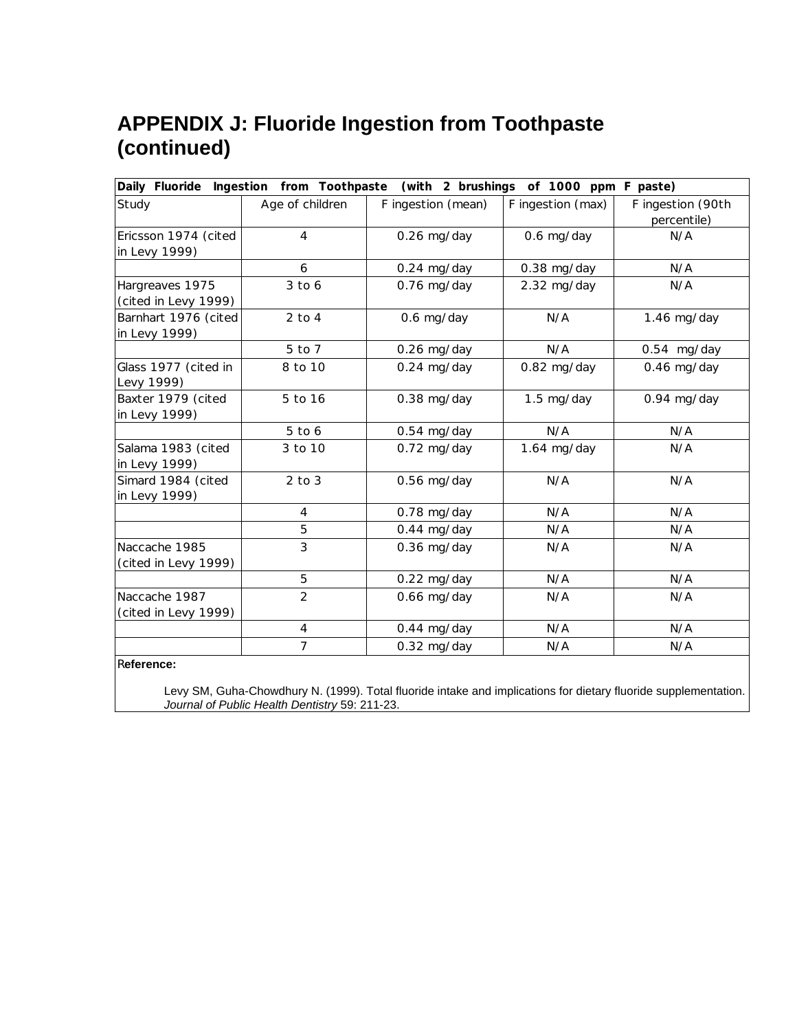# APPENDIX J: Fluoride Ingestion from Toothpaste (continued)

| Daily Fluoride Ingestion from Toothpaste (with 2 brushings of 1000 ppm F paste) | | | | |
|---|---|---|---|---|
| Study | Age of children | F ingestion (mean) | F ingestion (max) | F ingestion (90th percentile) |
| Ericsson 1974 (cited in Levy 1999) | 4 | 0.26 mg/day | 0.6 mg/day | N/A |
| | 6 | 0.24 mg/day | 0.38 mg/day | N/A |
| Hargreaves 1975 (cited in Levy 1999) | 3 to 6 | 0.76 mg/day | 2.32 mg/day | N/A |
| Barnhart 1976 (cited in Levy 1999) | 2 to 4 | 0.6 mg/day | N/A | 1.46 mg/day |
| | 5 to 7 | 0.26 mg/day | N/A | 0.54 mg/day |
| Glass 1977 (cited in Levy 1999) | 8 to 10 | 0.24 mg/day | 0.82 mg/day | 0.46 mg/day |
| Baxter 1979 (cited in Levy 1999) | 5 to 16 | 0.38 mg/day | 1.5 mg/day | 0.94 mg/day |
| | 5 to 6 | 0.54 mg/day | N/A | N/A |
| Salama 1983 (cited in Levy 1999) | 3 to 10 | 0.72 mg/day | 1.64 mg/day | N/A |
| Simard 1984 (cited in Levy 1999) | 2 to 3 | 0.56 mg/day | N/A | N/A |
| | 4 | 0.78 mg/day | N/A | N/A |
| | 5 | 0.44 mg/day | N/A | N/A |
| Naccache 1985 (cited in Levy 1999) | 3 | 0.36 mg/day | N/A | N/A |
| | 5 | 0.22 mg/day | N/A | N/A |
| Naccache 1987 (cited in Levy 1999) | 2 | 0.66 mg/day | N/A | N/A |
| | 4 | 0.44 mg/day | N/A | N/A |
| | 7 | 0.32 mg/day | N/A | N/A |

**Reference:**

Levy SM, Guha-Chowdhury N. (1999). Total fluoride intake and implications for dietary fluoride supplementation. *Journal of Public Health Dentistry* 59: 211-23.